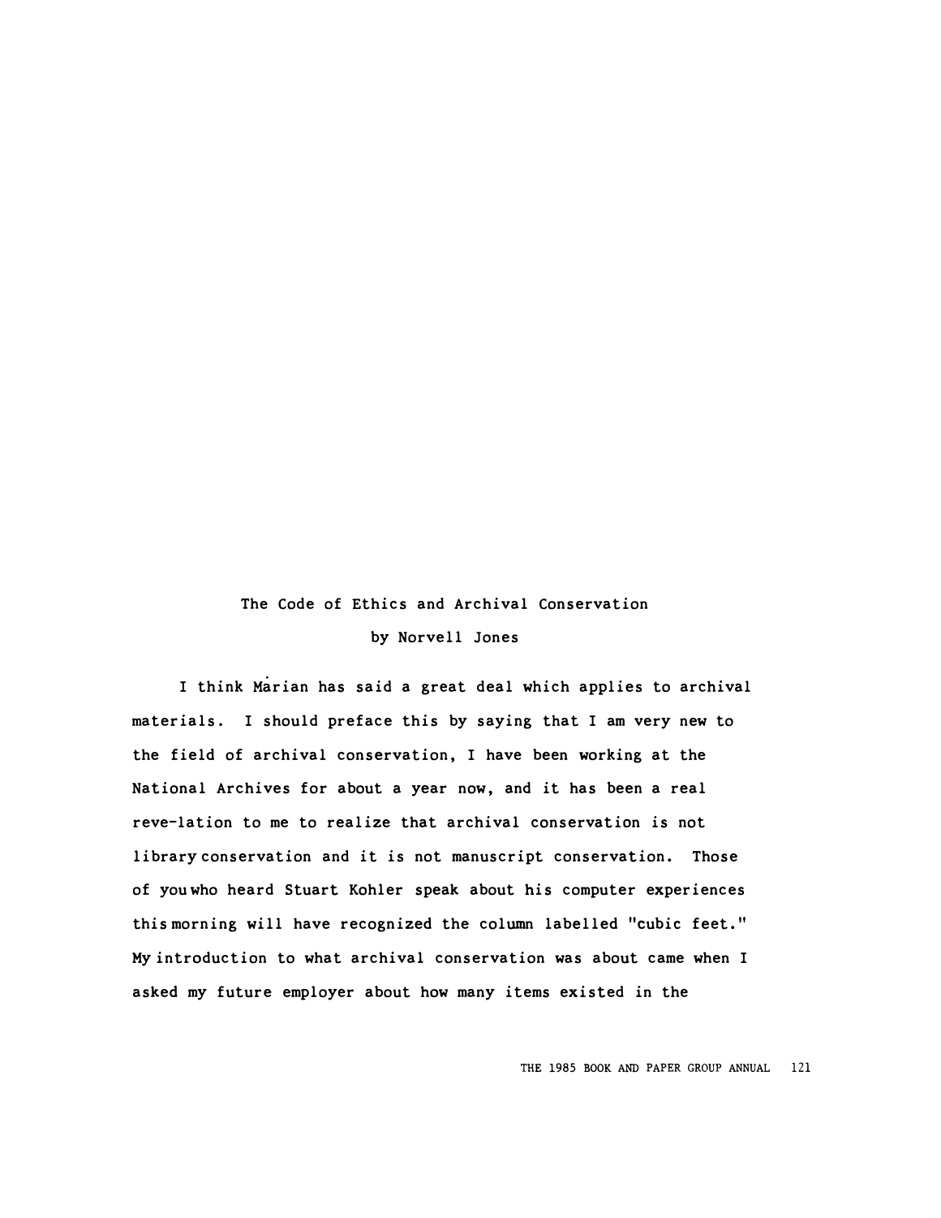# The Code of Ethics and Archival Conservation

by Norvell Jones

I think Marian has said a great deal which applies to archival materials. I should preface this by saying that I am very new to the field of archival conservation, I have been working at the National Archives for about a year now, and it has been a real reve-lation to me to realize that archival conservation is not library conservation and it is not manuscript conservation. Those of you who heard Stuart Kohler speak about his computer experiences this morning will have recognized the column labelled "cubic feet." My introduction to what archival conservation was about came when I asked my future employer about how many items existed in the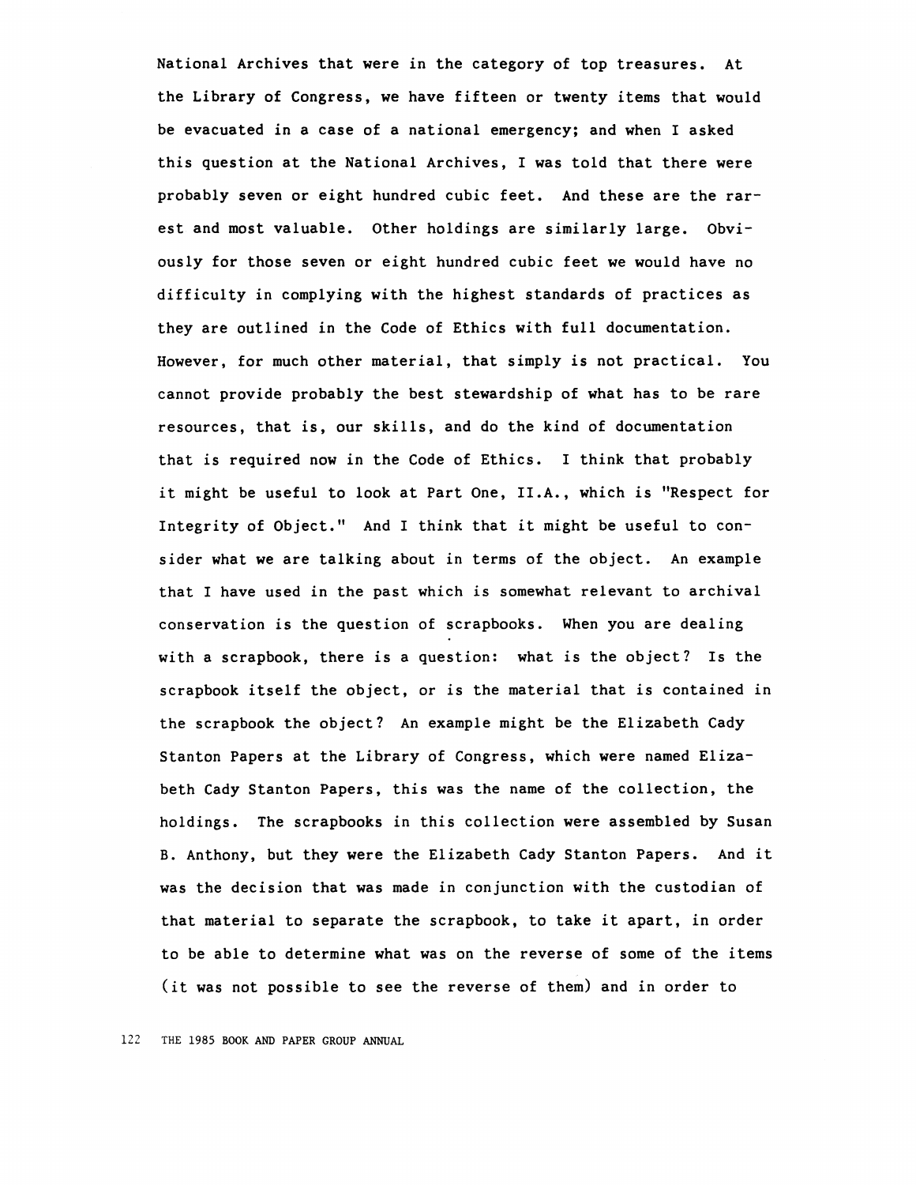National Archives that were in the category of top treasures. At the Library of Congress, we have fifteen or twenty items that would be evacuated in a case of a national emergency; and when I asked this question at the National Archives, I was told that there were probably seven or eight hundred cubic feet. And these are the rarest and most valuable. Other holdings are similarly large. Obviously for those seven or eight hundred cubic feet we would have no difficulty in complying with the highest standards of practices as they are outlined in the Code of Ethics with full documentation. However, for much other material, that simply is not practical. You cannot provide probably the best stewardship of what has to be rare resources, that is, our skills, and do the kind of documentation that is required now in the Code of Ethics. I think that probably it might be useful to look at Part One, II.A., which is "Respect for Integrity of Object." And I think that it might be useful to consider what we are talking about in terms of the object. An example that I have used in the past which is somewhat relevant to archival conservation is the question of scrapbooks. When you are dealing with a scrapbook, there is a question: what is the object? Is the scrapbook itself the object, or is the material that is contained in the scrapbook the object? An example might be the Elizabeth Cady Stanton Papers at the Library of Congress, which were named Elizabeth Cady Stanton Papers, this was the name of the collection, the holdings. The scrapbooks in this collection were assembled by Susan B. Anthony, but they were the Elizabeth Cady Stanton Papers. And it was the decision that was made in conjunction with the custodian of that material to separate the scrapbook, to take it apart, in order to be able to determine what was on the reverse of some of the items (it was not possible to see the reverse of them) and in order to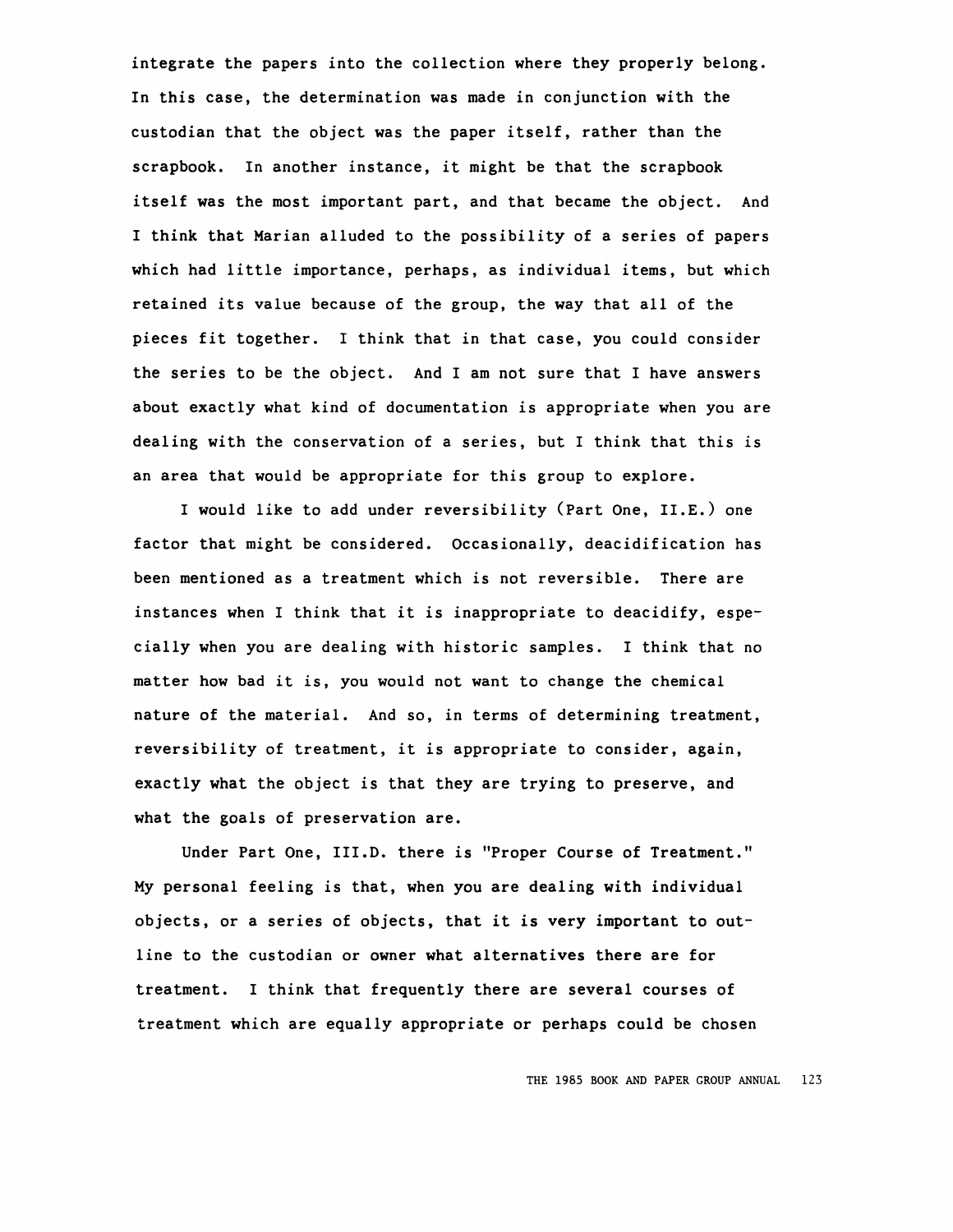integrate the papers into the collection where they properly belong. In this case, the determination was made in conjunction with the custodian that the object was the paper itself, rather than the scrapbook. In another instance, it might be that the scrapbook itself was the most important part, and that became the object. And I think that Marian alluded to the possibility of a series of papers which had little importance, perhaps, as individual items, but which retained its value because of the group, the way that all of the pieces fit together. I think that in that case, you could consider the series to be the object. And I am not sure that I have answers about exactly what kind of documentation is appropriate when you are dealing with the conservation of a series, but I think that this is an area that would be appropriate for this group to explore.

I would like to add under reversibility (Part One, II.E.) one factor that might be considered. Occasionally, deacidification has been mentioned as a treatment which is not reversible. There are instances when I think that it is inappropriate to deacidify, especially when you are dealing with historic samples. I think that no matter how bad it is, you would not want to change the chemical nature of the material. And so, in terms of determining treatment, reversibility of treatment, it is appropriate to consider, again, exactly what the object is that they are trying to preserve, and what the goals of preservation are.

Under Part One, III.D. there is "Proper Course of Treatment." My personal feeling is that, when you are dealing with individual objects, or a series of objects, that it is very important to outline to the custodian or owner what alternatives there are for treatment. I think that frequently there are several courses of treatment which are equally appropriate or perhaps could be chosen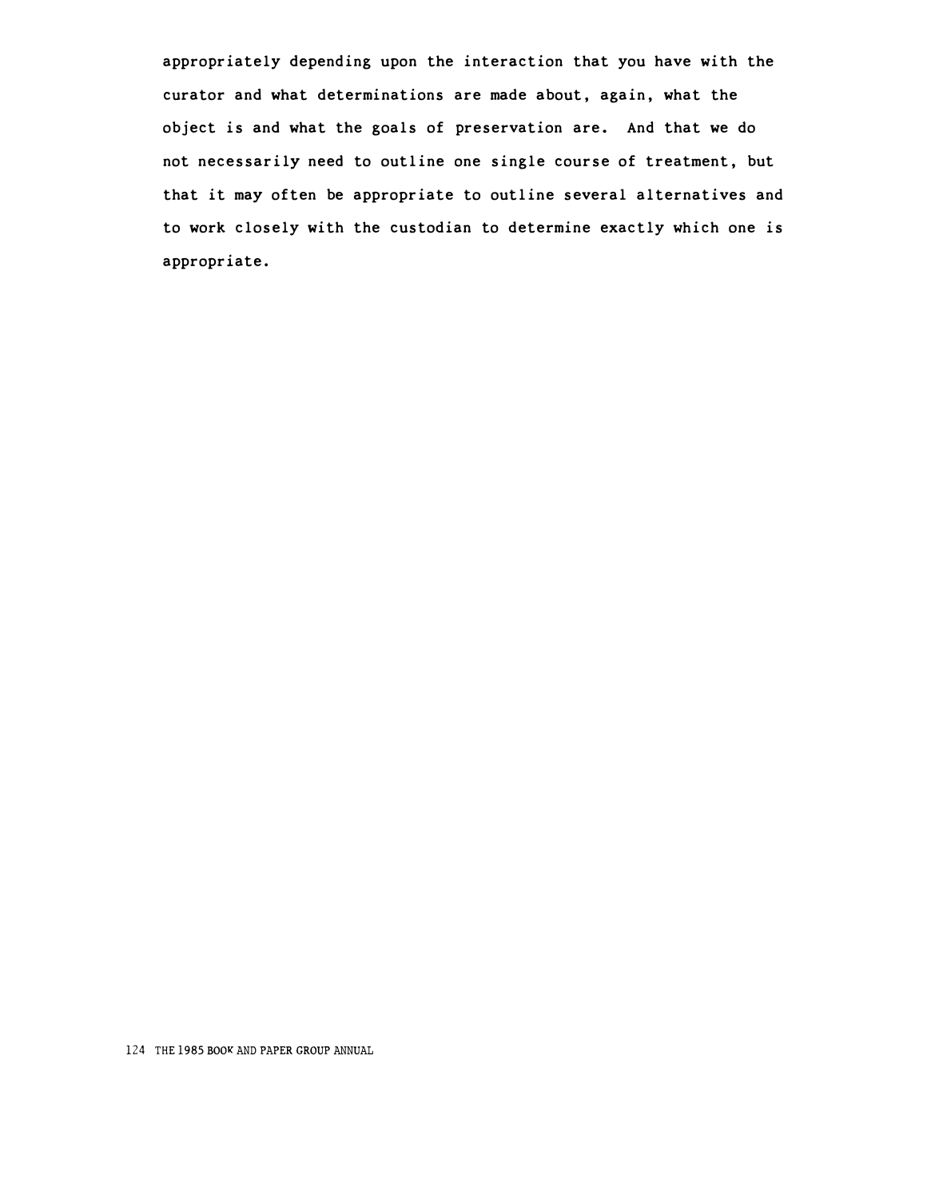appropriately depending upon the interaction that you have with the curator and what determinations are made about, again, what the object is and what the goals of preservation are. And that we do not necessarily need to outline one single course of treatment, but that it may often be appropriate to outline several alternatives and to work closely with the custodian to determine exactly which one is appropriate.